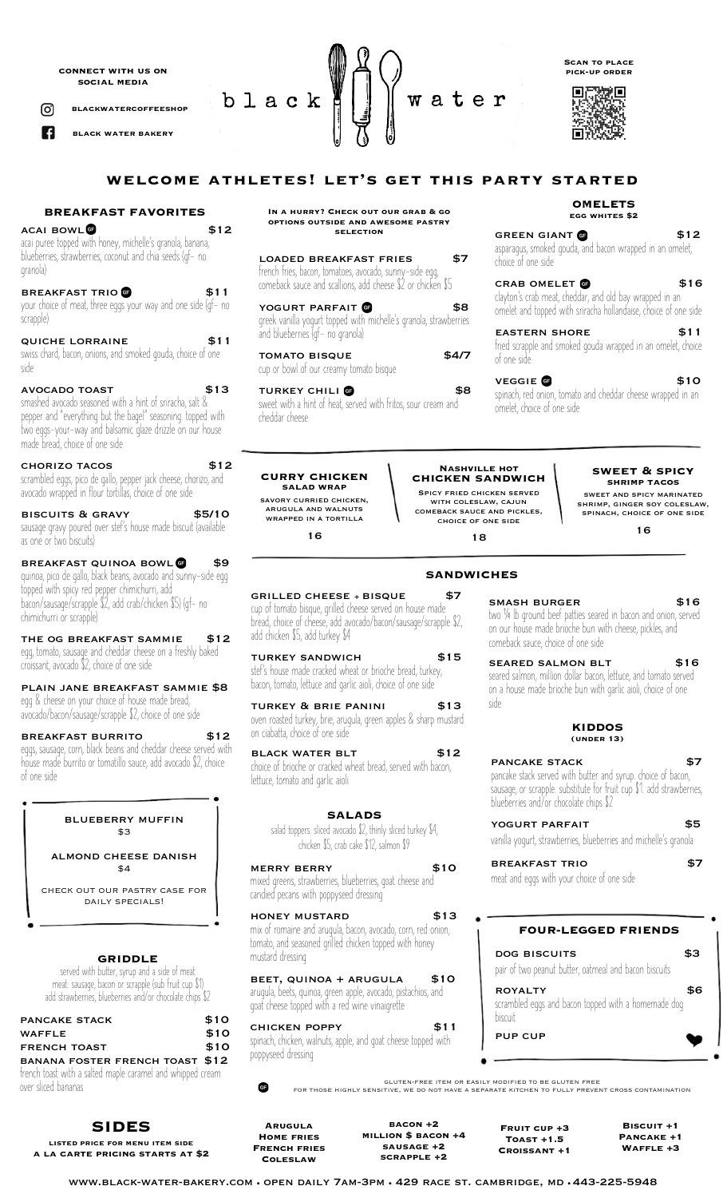connect with us on social media

blackwatercoffeeshop

black water bakery

# black water

Scan to place pick-up order

## WELCOME ATHLETES! LET'S GET THIS PARTY STARTED

### BREAKFAST FAVORITES

**ACAI BOWL** GF **$12**
acai puree topped with honey, michelle's granola, banana, blueberries, strawberries, coconut and chia seeds (gf- no granola)

**BREAKFAST TRIO** GF **$11**
your choice of meat, three eggs your way and one side (gf- no scrapple)

**QUICHE LORRAINE** **$11**
swiss chard, bacon, onions, and smoked gouda, choice of one side

**AVOCADO TOAST** **$13**
smashed avocado seasoned with a hint of sriracha, salt & pepper and "everything but the bagel" seasoning. topped with two eggs-your-way and balsamic glaze drizzle on our house made bread, choice of one side

**CHORIZO TACOS** **$12**
scrambled eggs, pico de gallo, pepper jack cheese, chorizo, and avocado wrapped in flour tortillas, choice of one side

**BISCUITS & GRAVY** **$5/10**
sausage gravy poured over stef's house made biscuit (available as one or two biscuits)

**BREAKFAST QUINOA BOWL** GF **$9**
quinoa, pico de gallo, black beans, avocado and sunny-side egg topped with spicy red pepper chimichurri, add bacon/sausage/scrapple $2, add crab/chicken $5) (gf- no chimichurri or scrapple)

**THE OG BREAKFAST SAMMIE** **$12**
egg, tomato, sausage and cheddar cheese on a freshly baked croissant, avocado $2, choice of one side

**PLAIN JANE BREAKFAST SAMMIE** **$8**
egg & cheese on your choice of house made bread, avocado/bacon/sausage/scrapple $2, choice of one side

**BREAKFAST BURRITO** **$12**
eggs, sausage, corn, black beans and cheddar cheese served with house made burrito or tomatillo sauce, add avocado $2, choice of one side

**BLUEBERRY MUFFIN** $3

**ALMOND CHEESE DANISH** $4

CHECK OUT OUR PASTRY CASE FOR DAILY SPECIALS!

### GRIDDLE

served with butter, syrup and a side of meat
meat: sausage, bacon or scrapple (sub fruit cup $1)
add strawberries, blueberries and/or chocolate chips $2

**PANCAKE STACK** **$10**

**WAFFLE** **$10**

**FRENCH TOAST** **$10**

**BANANA FOSTER FRENCH TOAST** **$12**
french toast with a salted maple caramel and whipped cream over sliced bananas

**In a hurry? Check out our grab & go options outside and awesome pastry selection**

**LOADED BREAKFAST FRIES** **$7**
french fries, bacon, tomatoes, avocado, sunny-side egg, comeback sauce and scallions, add cheese $2 or chicken $5

**YOGURT PARFAIT** GF **$8**
greek vanilla yogurt topped with michelle's granola, strawberries and blueberries (gf- no granola)

**TOMATO BISQUE** **$4/7**
cup or bowl of our creamy tomato bisque

**TURKEY CHILI** GF **$8**
sweet with a hint of heat, served with fritos, sour cream and cheddar cheese

### OMELETS
egg whites $2

**GREEN GIANT** GF **$12**
asparagus, smoked gouda, and bacon wrapped in an omelet, choice of one side

**CRAB OMELET** GF **$16**
clayton's crab meat, cheddar, and old bay wrapped in an omelet and topped with sriracha hollandaise, choice of one side

**EASTERN SHORE** **$11**
fried scrapple and smoked gouda wrapped in an omelet, choice of one side

**VEGGIE** GF **$10**
spinach, red onion, tomato and cheddar cheese wrapped in an omelet, choice of one side

**CURRY CHICKEN SALAD WRAP**
savory curried chicken, arugula and walnuts wrapped in a tortilla
**16**

**NASHVILLE HOT CHICKEN SANDWICH**
Spicy fried chicken served with coleslaw, cajun comeback sauce and pickles, choice of one side
**18**

**SWEET & SPICY SHRIMP TACOS**
sweet and spicy marinated shrimp, ginger soy coleslaw, spinach, choice of one side
**16**

### SANDWICHES

**GRILLED CHEESE + BISQUE** **$7**
cup of tomato bisque, grilled cheese served on house made bread, choice of cheese, add avocado/bacon/sausage/scrapple $2, add chicken $5, add turkey $4

**TURKEY SANDWICH** **$15**
stef's house made cracked wheat or brioche bread, turkey, bacon, tomato, lettuce and garlic aioli, choice of one side

**TURKEY & BRIE PANINI** **$13**
oven roasted turkey, brie, arugula, green apples & sharp mustard on ciabatta, choice of one side

**BLACK WATER BLT** **$12**
choice of brioche or cracked wheat bread, served with bacon, lettuce, tomato and garlic aioli

**SMASH BURGER** **$16**
two ¼ lb ground beef patties seared in bacon and onion, served on our house made brioche bun with cheese, pickles, and comeback sauce, choice of one side

**SEARED SALMON BLT** **$16**
seared salmon, million dollar bacon, lettuce, and tomato served on a house made brioche bun with garlic aioli, choice of one side

### SALADS

salad toppers: sliced avocado $2, thinly sliced turkey $4, chicken $5, crab cake $12, salmon $9

**MERRY BERRY** **$10**
mixed greens, strawberries, blueberries, goat cheese and candied pecans with poppyseed dressing

**HONEY MUSTARD** **$13**
mix of romaine and arugula, bacon, avocado, corn, red onion, tomato, and seasoned grilled chicken topped with honey mustard dressing

**BEET, QUINOA + ARUGULA** **$10**
arugula, beets, quinoa, green apple, avocado, pistachios, and goat cheese topped with a red wine vinaigrette

**CHICKEN POPPY** **$11**
spinach, chicken, walnuts, apple, and goat cheese topped with poppyseed dressing

### KIDDOS
(under 13)

**PANCAKE STACK** **$7**
pancake stack served with butter and syrup. choice of bacon, sausage, or scrapple. substitute for fruit cup $1. add strawberries, blueberries and/or chocolate chips $2

**YOGURT PARFAIT** **$5**
vanilla yogurt, strawberries, blueberries and michelle's granola

**BREAKFAST TRIO** **$7**
meat and eggs with your choice of one side

### FOUR-LEGGED FRIENDS

**DOG BISCUITS** **$3**
pair of two peanut butter, oatmeal and bacon biscuits

**ROYALTY** **$6**
scrambled eggs and bacon topped with a homemade dog biscuit

**PUP CUP** ♥

GF gluten-free item or easily modified to be gluten free
for those highly sensitive, we do not have a separate kitchen to fully prevent cross contamination

### SIDES

listed price for menu item side
a la carte pricing starts at $2

Arugula
Home fries
French fries
Coleslaw

bacon +2
million $ bacon +4
sausage +2
scrapple +2

Fruit cup +3
Toast +1.5
Croissant +1

Biscuit +1
Pancake +1
Waffle +3

www.black-water-bakery.com • open daily 7am-3pm • 429 race st. cambridge, md • 443-225-5948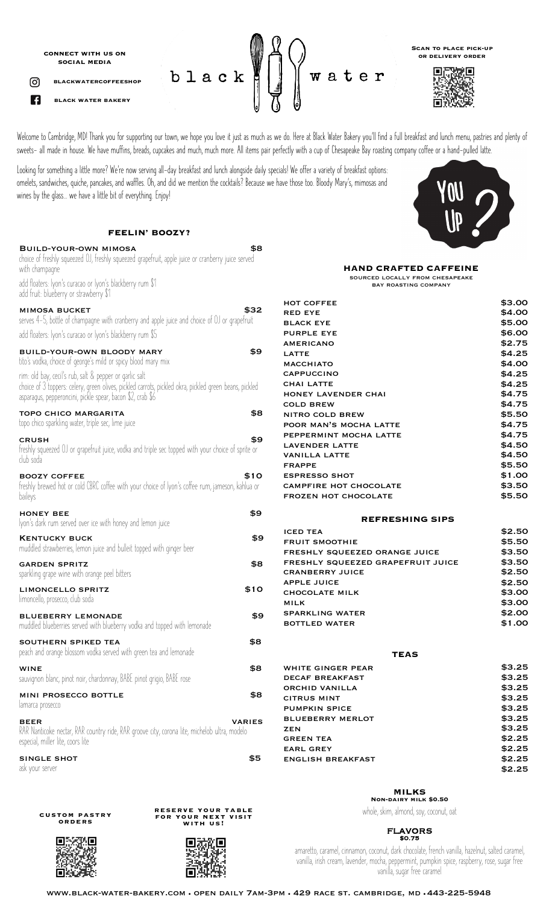CONNECT WITH US ON SOCIAL MEDIA

BLACKWATERCOFFEESHOP

BLACK WATER BAKERY

# black water

SCAN TO PLACE PICK-UP OR DELIVERY ORDER

Welcome to Cambridge, MD! Thank you for supporting our town, we hope you love it just as much as we do. Here at Black Water Bakery you'll find a full breakfast and lunch menu, pastries and plenty of sweets- all made in house. We have muffins, breads, cupcakes and much, much more. All items pair perfectly with a cup of Chesapeake Bay roasting company coffee or a hand-pulled latte.

Looking for something a little more? We're now serving all-day breakfast and lunch alongside daily specials! We offer a variety of breakfast options: omelets, sandwiches, quiche, pancakes, and waffles. Oh, and did we mention the cocktails? Because we have those too. Bloody Mary's, mimosas and wines by the glass... we have a little bit of everything. Enjoy!

YOU UP?

## FEELIN' BOOZY?

**BUILD-YOUR-OWN MIMOSA** $8
choice of freshly squeezed OJ, freshly squeezed grapefruit, apple juice or cranberry juice served with champagne

add floaters: lyon's curacao or lyon's blackberry rum $1
add fruit: blueberry or strawberry $1

**MIMOSA BUCKET** $32
serves 4-5, bottle of champagne with cranberry and apple juice and choice of OJ or grapefruit

add floaters: lyon's curacao or lyon's blackberry rum $5

**BUILD-YOUR-OWN BLOODY MARY** $9
tito's vodka, choice of george's mild or spicy blood mary mix

rim: old bay, cecil's rub, salt & pepper or garlic salt
choice of 3 toppers: celery, green olives, pickled carrots, pickled okra, pickled green beans, pickled asparagus, pepperoncini, pickle spear, bacon $2, crab $6

**TOPO CHICO MARGARITA** $8
topo chico sparkling water, triple sec, lime juice

**CRUSH** $9
freshly squeezed OJ or grapefruit juice, vodka and triple sec topped with your choice of sprite or club soda

**BOOZY COFFEE** $10
freshly brewed hot or cold CBRC coffee with your choice of lyon's coffee rum, jameson, kahlua or baileys

**HONEY BEE** $9
lyon's dark rum served over ice with honey and lemon juice

**KENTUCKY BUCK** $9
muddled strawberries, lemon juice and bulleit topped with ginger beer

**GARDEN SPRITZ** $8
sparkling grape wine with orange peel bitters

**LIMONCELLO SPRITZ** $10
limoncello, prosecco, club soda

**BLUEBERRY LEMONADE** $9
muddled blueberries served with blueberry vodka and topped with lemonade

**SOUTHERN SPIKED TEA** $8
peach and orange blossom vodka served with green tea and lemonade

**WINE** $8
sauvignon blanc, pinot noir, chardonnay, BABE pinot grigio, BABE rose

**MINI PROSECCO BOTTLE** $8
lamarca prosecco

**BEER** VARIES
RAR Nanticoke nectar, RAR country ride, RAR groove city, corona lite, michelob ultra, modelo especial, miller lite, coors lite

**SINGLE SHOT** $5
ask your server

## HAND CRAFTED CAFFEINE
SOURCED LOCALLY FROM CHESAPEAKE BAY ROASTING COMPANY

| | |
|---|---|
| HOT COFFEE | $3.00 |
| RED EYE | $4.00 |
| BLACK EYE | $5.00 |
| PURPLE EYE | $6.00 |
| AMERICANO | $2.75 |
| LATTE | $4.25 |
| MACCHIATO | $4.00 |
| CAPPUCCINO | $4.25 |
| CHAI LATTE | $4.25 |
| HONEY LAVENDER CHAI | $4.75 |
| COLD BREW | $4.75 |
| NITRO COLD BREW | $5.50 |
| POOR MAN'S MOCHA LATTE | $4.75 |
| PEPPERMINT MOCHA LATTE | $4.75 |
| LAVENDER LATTE | $4.50 |
| VANILLA LATTE | $4.50 |
| FRAPPE | $5.50 |
| ESPRESSO SHOT | $1.00 |
| CAMPFIRE HOT CHOCOLATE | $3.50 |
| FROZEN HOT CHOCOLATE | $5.50 |

## REFRESHING SIPS

| | |
|---|---|
| ICED TEA | $2.50 |
| FRUIT SMOOTHIE | $5.50 |
| FRESHLY SQUEEZED ORANGE JUICE | $3.50 |
| FRESHLY SQUEEZED GRAPEFRUIT JUICE | $3.50 |
| CRANBERRY JUICE | $2.50 |
| APPLE JUICE | $2.50 |
| CHOCOLATE MILK | $3.00 |
| MILK | $3.00 |
| SPARKLING WATER | $2.00 |
| BOTTLED WATER | $1.00 |

## TEAS

| | |
|---|---|
| WHITE GINGER PEAR | $3.25 |
| DECAF BREAKFAST | $3.25 |
| ORCHID VANILLA | $3.25 |
| CITRUS MINT | $3.25 |
| PUMPKIN SPICE | $3.25 |
| BLUEBERRY MERLOT | $3.25 |
| ZEN | $3.25 |
| GREEN TEA | $2.25 |
| EARL GREY | $2.25 |
| ENGLISH BREAKFAST | $2.25 |
| | $2.25 |

## MILKS
NON-DAIRY MILK $0.50

whole, skim, almond, soy, coconut, oat

## FLAVORS
$0.75

amaretto, caramel, cinnamon, coconut, dark chocolate, french vanilla, hazelnut, salted caramel, vanilla, irish cream, lavender, mocha, peppermint, pumpkin spice, raspberry, rose, sugar free vanilla, sugar free caramel

CUSTOM PASTRY ORDERS

RESERVE YOUR TABLE FOR YOUR NEXT VISIT WITH US!

WWW.BLACK-WATER-BAKERY.COM • OPEN DAILY 7AM-3PM • 429 RACE ST. CAMBRIDGE, MD • 443-225-5948